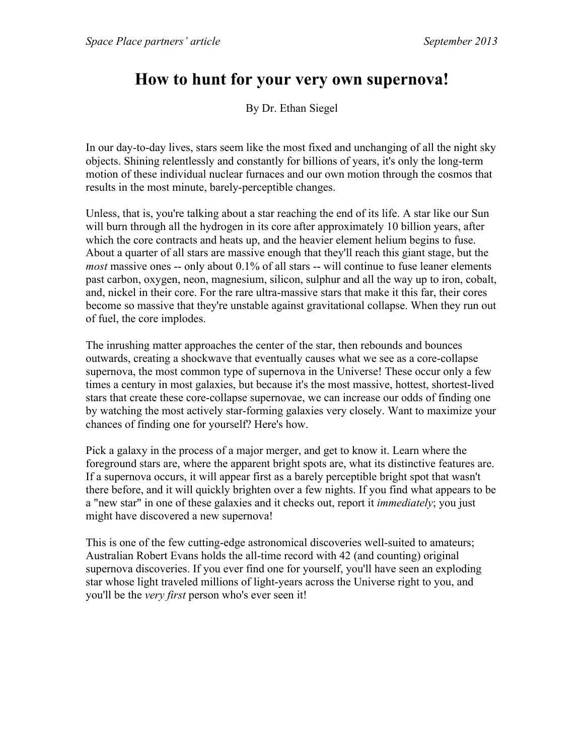# How to hunt for your very own supernova!

By Dr. Ethan Siegel

In our day-to-day lives, stars seem like the most fixed and unchanging of all the night sky objects. Shining relentlessly and constantly for billions of years, it's only the long-term motion of these individual nuclear furnaces and our own motion through the cosmos that results in the most minute, barely-perceptible changes.

Unless, that is, you're talking about a star reaching the end of its life. A star like our Sun will burn through all the hydrogen in its core after approximately 10 billion years, after which the core contracts and heats up, and the heavier element helium begins to fuse. About a quarter of all stars are massive enough that they'll reach this giant stage, but the *most* massive ones -- only about 0.1% of all stars -- will continue to fuse leaner elements past carbon, oxygen, neon, magnesium, silicon, sulphur and all the way up to iron, cobalt, and, nickel in their core. For the rare ultra-massive stars that make it this far, their cores become so massive that they're unstable against gravitational collapse. When they run out of fuel, the core implodes.

The inrushing matter approaches the center of the star, then rebounds and bounces outwards, creating a shockwave that eventually causes what we see as a core-collapse supernova, the most common type of supernova in the Universe! These occur only a few times a century in most galaxies, but because it's the most massive, hottest, shortest-lived stars that create these core-collapse supernovae, we can increase our odds of finding one by watching the most actively star-forming galaxies very closely. Want to maximize your chances of finding one for yourself? Here's how.

Pick a galaxy in the process of a major merger, and get to know it. Learn where the foreground stars are, where the apparent bright spots are, what its distinctive features are. If a supernova occurs, it will appear first as a barely perceptible bright spot that wasn't there before, and it will quickly brighten over a few nights. If you find what appears to be a "new star" in one of these galaxies and it checks out, report it *immediately*; you just might have discovered a new supernova!

This is one of the few cutting-edge astronomical discoveries well-suited to amateurs; Australian Robert Evans holds the all-time record with 42 (and counting) original supernova discoveries. If you ever find one for yourself, you'll have seen an exploding star whose light traveled millions of light-years across the Universe right to you, and you'll be the *very first* person who's ever seen it!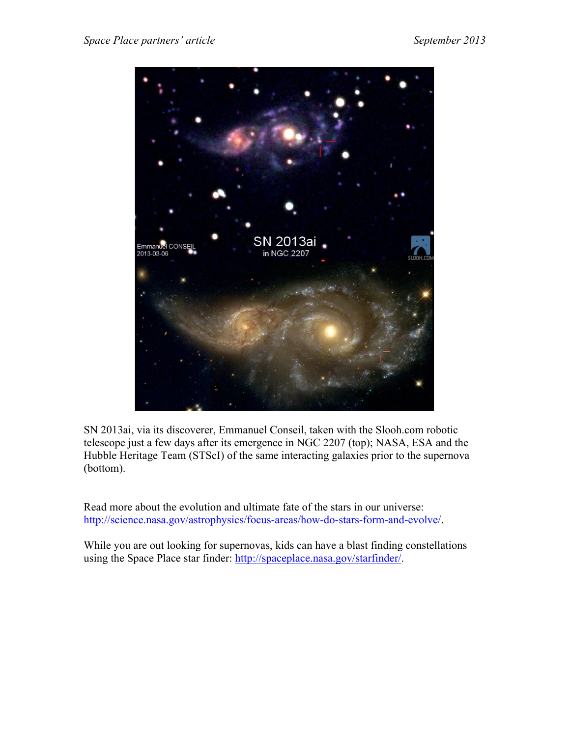SN 2013ai, via its discoverer, Emmanuel Conseil, taken with the Slooh.com robotic telescope just a few days after its emergence in NGC 2207 (top); NASA, ESA and the Hubble Heritage Team (STScI) of the same interacting galaxies prior to the supernova (bottom).

Read more about the evolution and ultimate fate of the stars in our universe: http://science.nasa.gov/astrophysics/focus-areas/how-do-stars-form-and-evolve/.

While you are out looking for supernovas, kids can have a blast finding constellations using the Space Place star finder: http://spaceplace.nasa.gov/starfinder/.